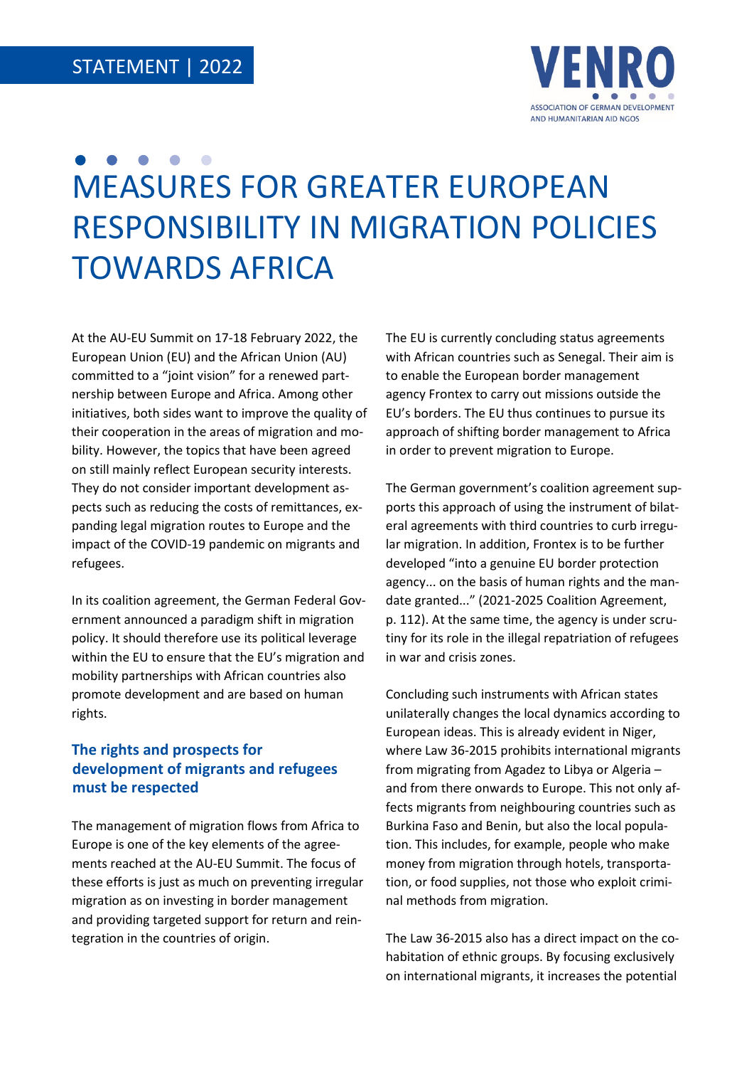STATEMENT | 2022

# MEASURES FOR GREATER EUROPEAN RESPONSIBILITY IN MIGRATION POLICIES TOWARDS AFRICA

At the AU-EU Summit on 17-18 February 2022, the European Union (EU) and the African Union (AU) committed to a "joint vision" for a renewed partnership between Europe and Africa. Among other initiatives, both sides want to improve the quality of their cooperation in the areas of migration and mobility. However, the topics that have been agreed on still mainly reflect European security interests. They do not consider important development aspects such as reducing the costs of remittances, expanding legal migration routes to Europe and the impact of the COVID-19 pandemic on migrants and refugees.

In its coalition agreement, the German Federal Government announced a paradigm shift in migration policy. It should therefore use its political leverage within the EU to ensure that the EU's migration and mobility partnerships with African countries also promote development and are based on human rights.

## The rights and prospects for development of migrants and refugees must be respected

The management of migration flows from Africa to Europe is one of the key elements of the agreements reached at the AU-EU Summit. The focus of these efforts is just as much on preventing irregular migration as on investing in border management and providing targeted support for return and reintegration in the countries of origin.

The EU is currently concluding status agreements with African countries such as Senegal. Their aim is to enable the European border management agency Frontex to carry out missions outside the EU's borders. The EU thus continues to pursue its approach of shifting border management to Africa in order to prevent migration to Europe.

The German government's coalition agreement supports this approach of using the instrument of bilateral agreements with third countries to curb irregular migration. In addition, Frontex is to be further developed "into a genuine EU border protection agency... on the basis of human rights and the mandate granted..." (2021-2025 Coalition Agreement, p. 112). At the same time, the agency is under scrutiny for its role in the illegal repatriation of refugees in war and crisis zones.

Concluding such instruments with African states unilaterally changes the local dynamics according to European ideas. This is already evident in Niger, where Law 36-2015 prohibits international migrants from migrating from Agadez to Libya or Algeria – and from there onwards to Europe. This not only affects migrants from neighbouring countries such as Burkina Faso and Benin, but also the local population. This includes, for example, people who make money from migration through hotels, transportation, or food supplies, not those who exploit criminal methods from migration.

The Law 36-2015 also has a direct impact on the cohabitation of ethnic groups. By focusing exclusively on international migrants, it increases the potential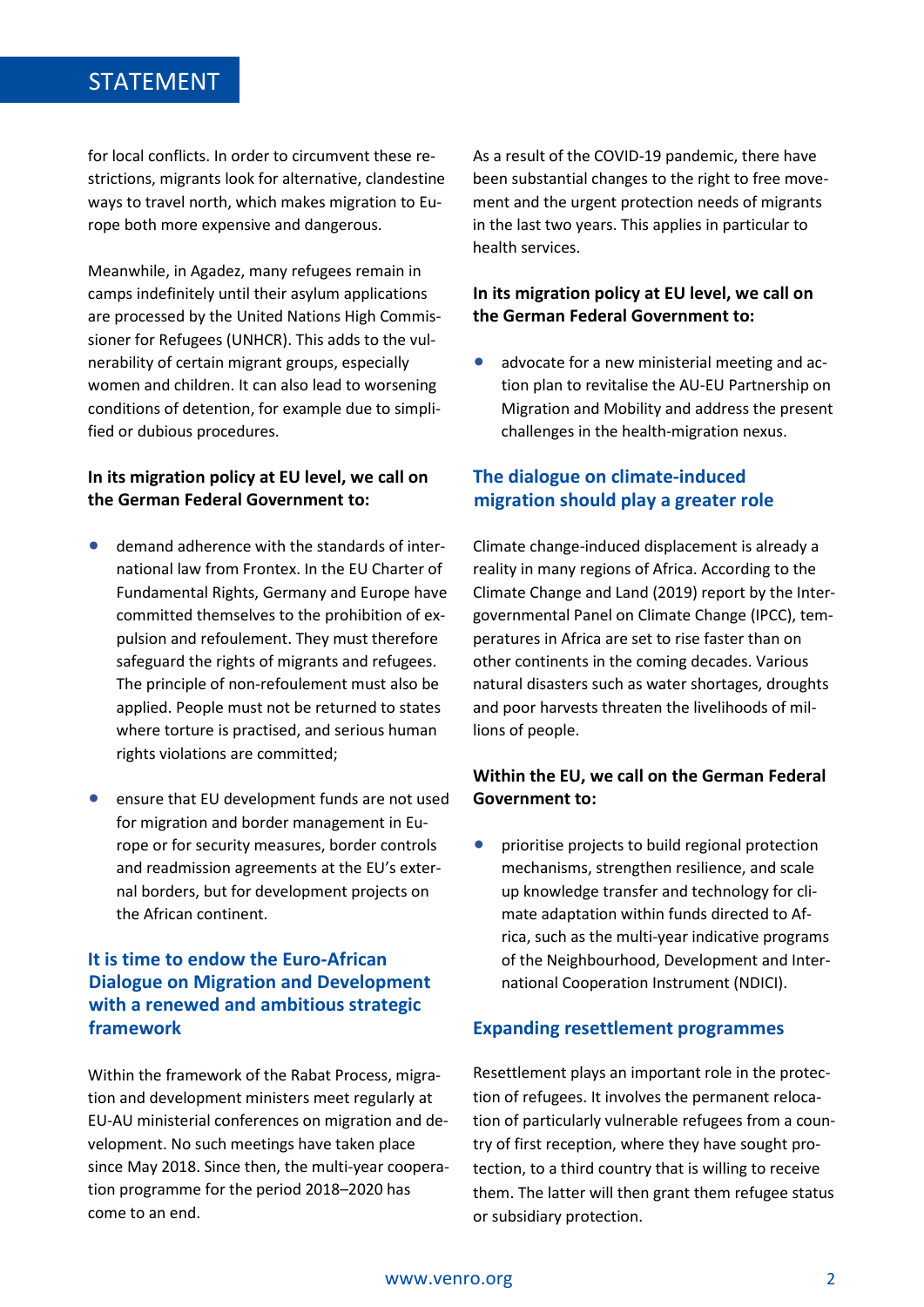for local conflicts. In order to circumvent these restrictions, migrants look for alternative, clandestine ways to travel north, which makes migration to Europe both more expensive and dangerous.

Meanwhile, in Agadez, many refugees remain in camps indefinitely until their asylum applications are processed by the United Nations High Commissioner for Refugees (UNHCR). This adds to the vulnerability of certain migrant groups, especially women and children. It can also lead to worsening conditions of detention, for example due to simplified or dubious procedures.

**In its migration policy at EU level, we call on the German Federal Government to:**

- demand adherence with the standards of international law from Frontex. In the EU Charter of Fundamental Rights, Germany and Europe have committed themselves to the prohibition of expulsion and refoulement. They must therefore safeguard the rights of migrants and refugees. The principle of non-refoulement must also be applied. People must not be returned to states where torture is practised, and serious human rights violations are committed;
- ensure that EU development funds are not used for migration and border management in Europe or for security measures, border controls and readmission agreements at the EU's external borders, but for development projects on the African continent.

## It is time to endow the Euro-African Dialogue on Migration and Development with a renewed and ambitious strategic framework

Within the framework of the Rabat Process, migration and development ministers meet regularly at EU-AU ministerial conferences on migration and development. No such meetings have taken place since May 2018. Since then, the multi-year cooperation programme for the period 2018–2020 has come to an end.

As a result of the COVID-19 pandemic, there have been substantial changes to the right to free movement and the urgent protection needs of migrants in the last two years. This applies in particular to health services.

**In its migration policy at EU level, we call on the German Federal Government to:**

- advocate for a new ministerial meeting and action plan to revitalise the AU-EU Partnership on Migration and Mobility and address the present challenges in the health-migration nexus.

## The dialogue on climate-induced migration should play a greater role

Climate change-induced displacement is already a reality in many regions of Africa. According to the Climate Change and Land (2019) report by the Intergovernmental Panel on Climate Change (IPCC), temperatures in Africa are set to rise faster than on other continents in the coming decades. Various natural disasters such as water shortages, droughts and poor harvests threaten the livelihoods of millions of people.

**Within the EU, we call on the German Federal Government to:**

- prioritise projects to build regional protection mechanisms, strengthen resilience, and scale up knowledge transfer and technology for climate adaptation within funds directed to Africa, such as the multi-year indicative programs of the Neighbourhood, Development and International Cooperation Instrument (NDICI).

## Expanding resettlement programmes

Resettlement plays an important role in the protection of refugees. It involves the permanent relocation of particularly vulnerable refugees from a country of first reception, where they have sought protection, to a third country that is willing to receive them. The latter will then grant them refugee status or subsidiary protection.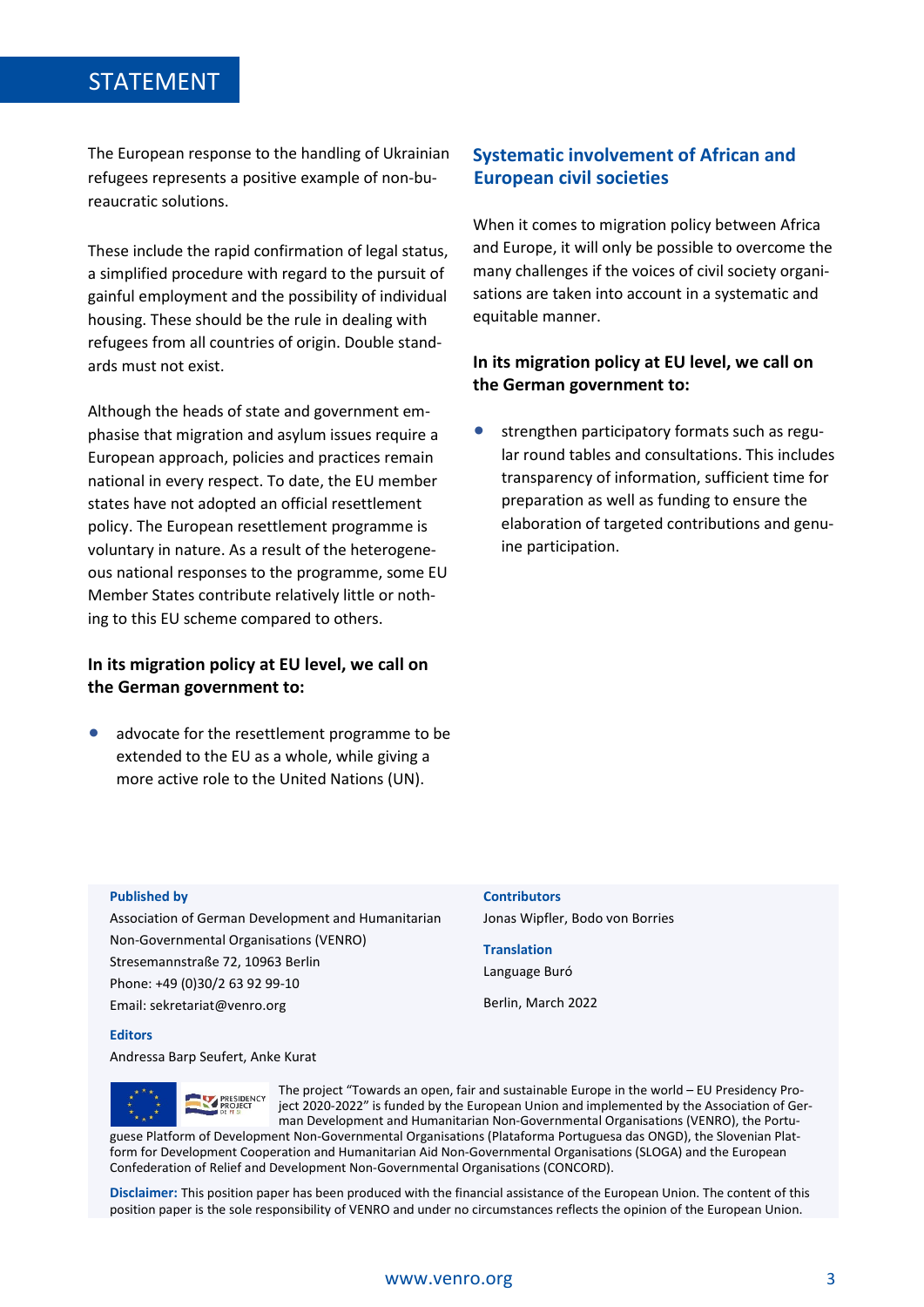STATEMENT

The European response to the handling of Ukrainian refugees represents a positive example of non-bureaucratic solutions.

These include the rapid confirmation of legal status, a simplified procedure with regard to the pursuit of gainful employment and the possibility of individual housing. These should be the rule in dealing with refugees from all countries of origin. Double standards must not exist.

Although the heads of state and government emphasise that migration and asylum issues require a European approach, policies and practices remain national in every respect. To date, the EU member states have not adopted an official resettlement policy. The European resettlement programme is voluntary in nature. As a result of the heterogeneous national responses to the programme, some EU Member States contribute relatively little or nothing to this EU scheme compared to others.

**In its migration policy at EU level, we call on the German government to:**

- advocate for the resettlement programme to be extended to the EU as a whole, while giving a more active role to the United Nations (UN).

## Systematic involvement of African and European civil societies

When it comes to migration policy between Africa and Europe, it will only be possible to overcome the many challenges if the voices of civil society organisations are taken into account in a systematic and equitable manner.

**In its migration policy at EU level, we call on the German government to:**

- strengthen participatory formats such as regular round tables and consultations. This includes transparency of information, sufficient time for preparation as well as funding to ensure the elaboration of targeted contributions and genuine participation.

**Published by**
Association of German Development and Humanitarian Non-Governmental Organisations (VENRO)
Stresemannstraße 72, 10963 Berlin
Phone: +49 (0)30/2 63 92 99-10
Email: sekretariat@venro.org

**Editors**
Andressa Barp Seufert, Anke Kurat

**Contributors**
Jonas Wipfler, Bodo von Borries

**Translation**
Language Buró

Berlin, March 2022

The project "Towards an open, fair and sustainable Europe in the world – EU Presidency Project 2020-2022" is funded by the European Union and implemented by the Association of German Development and Humanitarian Non-Governmental Organisations (VENRO), the Portuguese Platform of Development Non-Governmental Organisations (Plataforma Portuguesa das ONGD), the Slovenian Platform for Development Cooperation and Humanitarian Aid Non-Governmental Organisations (SLOGA) and the European Confederation of Relief and Development Non-Governmental Organisations (CONCORD).

**Disclaimer:** This position paper has been produced with the financial assistance of the European Union. The content of this position paper is the sole responsibility of VENRO and under no circumstances reflects the opinion of the European Union.

www.venro.org